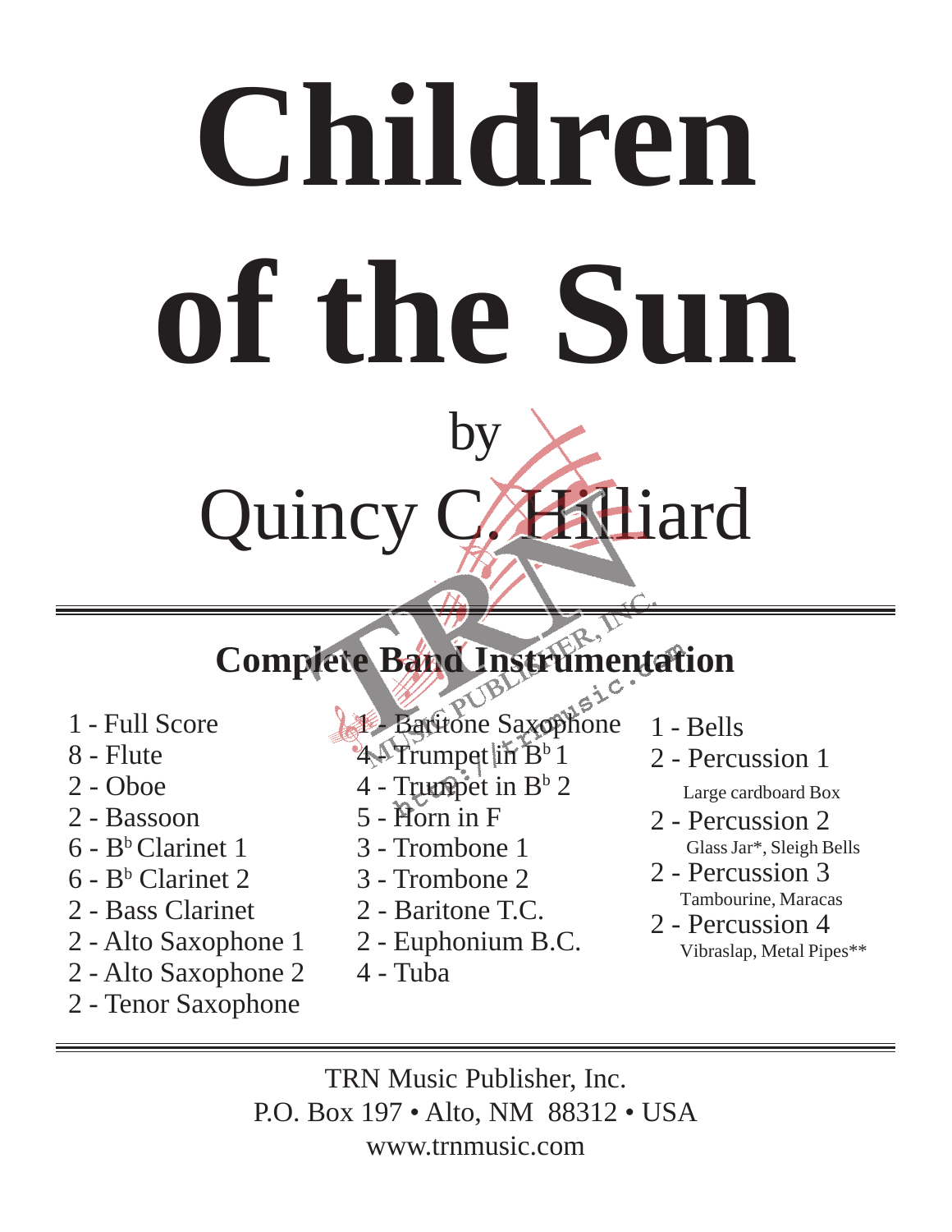# Children of the Sun

by

Quincy C. Hilliard

## Complete Band Instrumentation

- 1 - Full Score
- 8 - Flute
- 2 - Oboe
- 2 - Bassoon
- 6 - B♭ Clarinet 1
- 6 - B♭ Clarinet 2
- 2 - Bass Clarinet
- 2 - Alto Saxophone 1
- 2 - Alto Saxophone 2
- 2 - Tenor Saxophone
- 1 - Baritone Saxophone
- 4 - Trumpet in B♭ 1
- 4 - Trumpet in B♭ 2
- 5 - Horn in F
- 3 - Trombone 1
- 3 - Trombone 2
- 2 - Baritone T.C.
- 2 - Euphonium B.C.
- 4 - Tuba
- 1 - Bells
- 2 - Percussion 1
  - Large cardboard Box
- 2 - Percussion 2
  - Glass Jar*, Sleigh Bells
- 2 - Percussion 3
  - Tambourine, Maracas
- 2 - Percussion 4
  - Vibraslap, Metal Pipes**

TRN Music Publisher, Inc.
P.O. Box 197 • Alto, NM 88312 • USA
www.trnmusic.com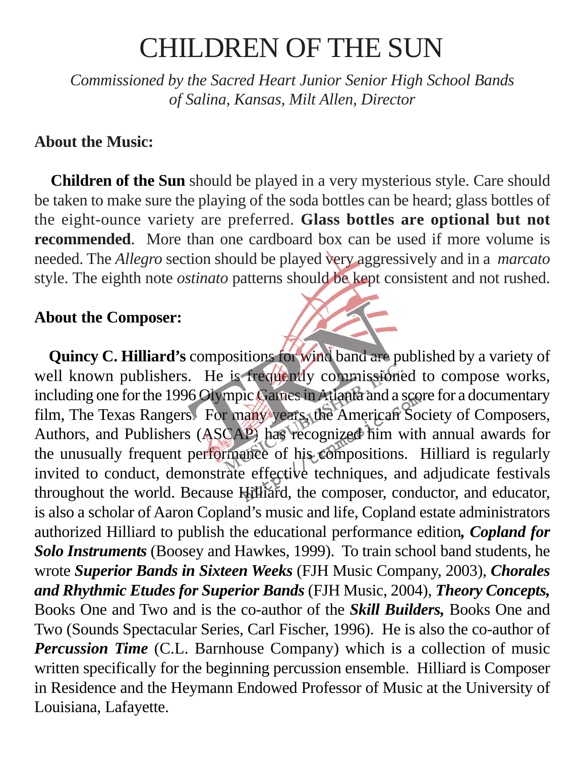# CHILDREN OF THE SUN

*Commissioned by the Sacred Heart Junior Senior High School Bands of Salina, Kansas, Milt Allen, Director*

**About the Music:**

**Children of the Sun** should be played in a very mysterious style. Care should be taken to make sure the playing of the soda bottles can be heard; glass bottles of the eight-ounce variety are preferred. **Glass bottles are optional but not recommended**. More than one cardboard box can be used if more volume is needed. The *Allegro* section should be played very aggressively and in a *marcato* style. The eighth note *ostinato* patterns should be kept consistent and not rushed.

**About the Composer:**

**Quincy C. Hilliard's** compositions for wind band are published by a variety of well known publishers. He is frequently commissioned to compose works, including one for the 1996 Olympic Games in Atlanta and a score for a documentary film, The Texas Rangers. For many years, the American Society of Composers, Authors, and Publishers (ASCAP) has recognized him with annual awards for the unusually frequent performance of his compositions. Hilliard is regularly invited to conduct, demonstrate effective techniques, and adjudicate festivals throughout the world. Because Hilliard, the composer, conductor, and educator, is also a scholar of Aaron Copland's music and life, Copland estate administrators authorized Hilliard to publish the educational performance edition, ***Copland for Solo Instruments*** (Boosey and Hawkes, 1999). To train school band students, he wrote ***Superior Bands in Sixteen Weeks*** (FJH Music Company, 2003), ***Chorales and Rhythmic Etudes for Superior Bands*** (FJH Music, 2004), ***Theory Concepts,*** Books One and Two and is the co-author of the ***Skill Builders,*** Books One and Two (Sounds Spectacular Series, Carl Fischer, 1996). He is also the co-author of ***Percussion Time*** (C.L. Barnhouse Company) which is a collection of music written specifically for the beginning percussion ensemble. Hilliard is Composer in Residence and the Heymann Endowed Professor of Music at the University of Louisiana, Lafayette.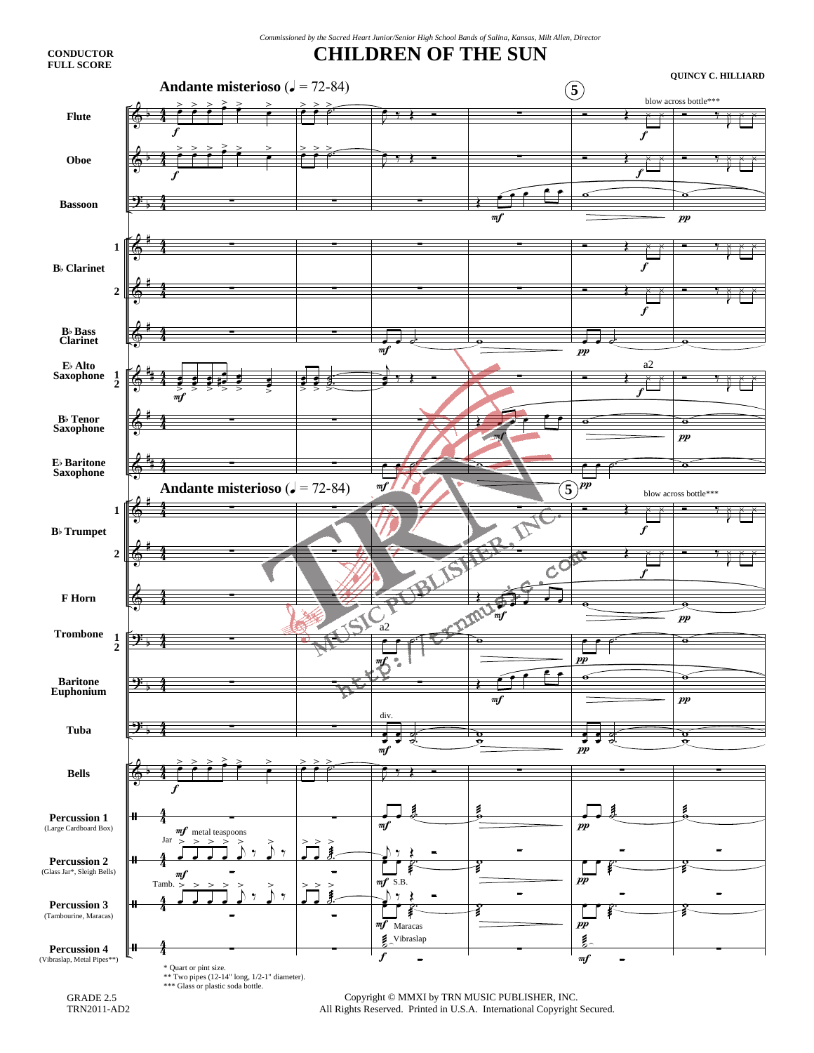CONDUCTOR
FULL SCORE

*Commissioned by the Sacred Heart Junior/Senior High School Bands of Salina, Kansas, Milt Allen, Director*

# CHILDREN OF THE SUN

QUINCY C. HILLIARD

**Andante misterioso** (♩ = 72-84)

Flute
Oboe
Bassoon
B♭ Clarinet 1, 2
B♭ Bass Clarinet
E♭ Alto Saxophone 1, 2
B♭ Tenor Saxophone
E♭ Baritone Saxophone
B♭ Trumpet 1, 2
F Horn
Trombone 1, 2
Baritone Euphonium
Tuba
Bells
Percussion 1 (Large Cardboard Box)
Percussion 2 (Glass Jar*, Sleigh Bells)
Percussion 3 (Tambourine, Maracas)
Percussion 4 (Vibraslap, Metal Pipes**)

\* Quart or pint size.
\*\* Two pipes (12-14" long, 1/2-1" diameter).
\*\*\* Glass or plastic soda bottle.

GRADE 2.5
TRN2011-AD2

Copyright © MMXI by TRN MUSIC PUBLISHER, INC.
All Rights Reserved. Printed in U.S.A. International Copyright Secured.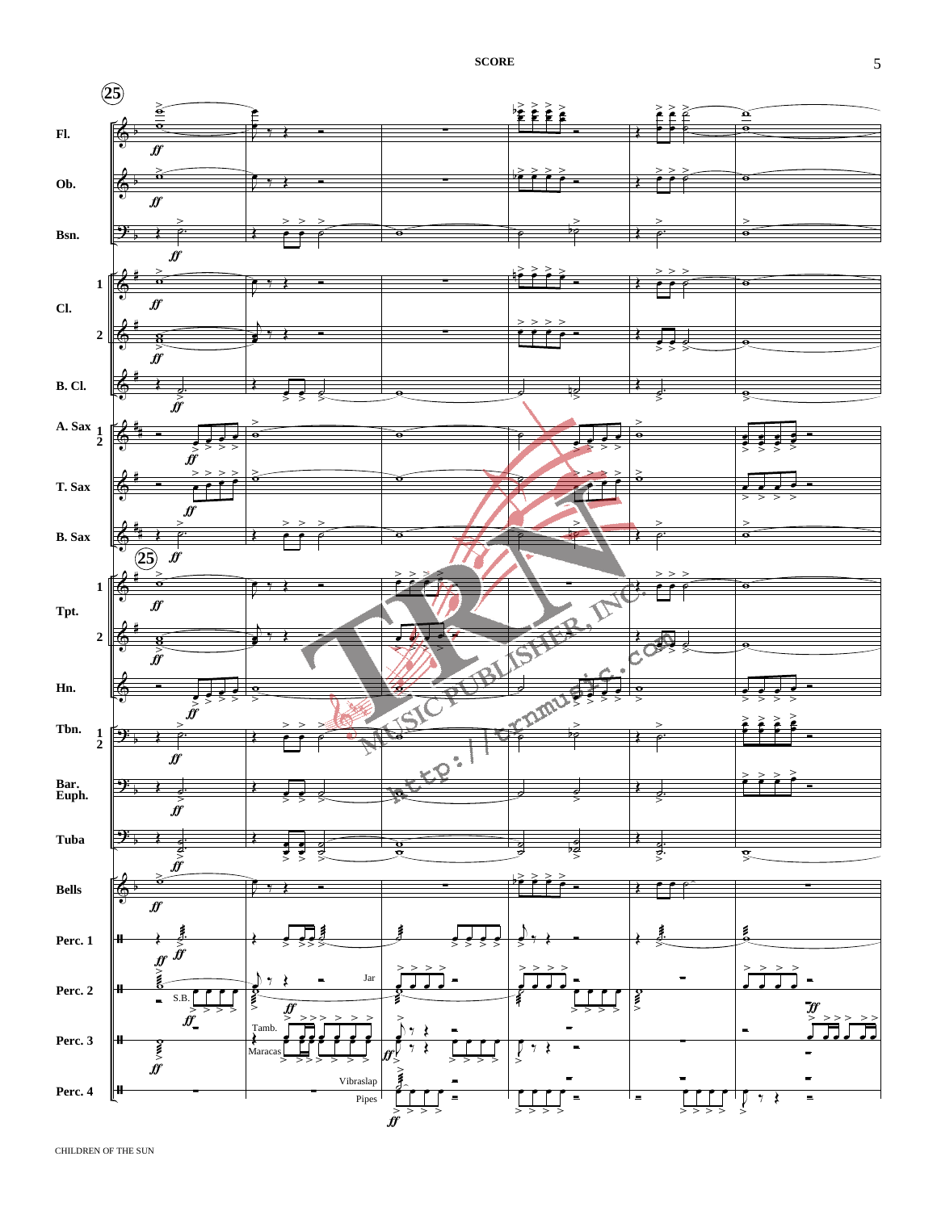**25**

Fl.

Ob.

Bsn.

Cl. 1

Cl. 2

B. Cl.

A. Sax 1 2

T. Sax

B. Sax

**25**

Tpt. 1

Tpt. 2

Hn.

Tbn. 1 2

Bar. Euph.

Tuba

Bells

Perc. 1

Perc. 2 — S.B., Jar

Perc. 3 — Tamb., Maracas

Perc. 4 — Vibraslap, Pipes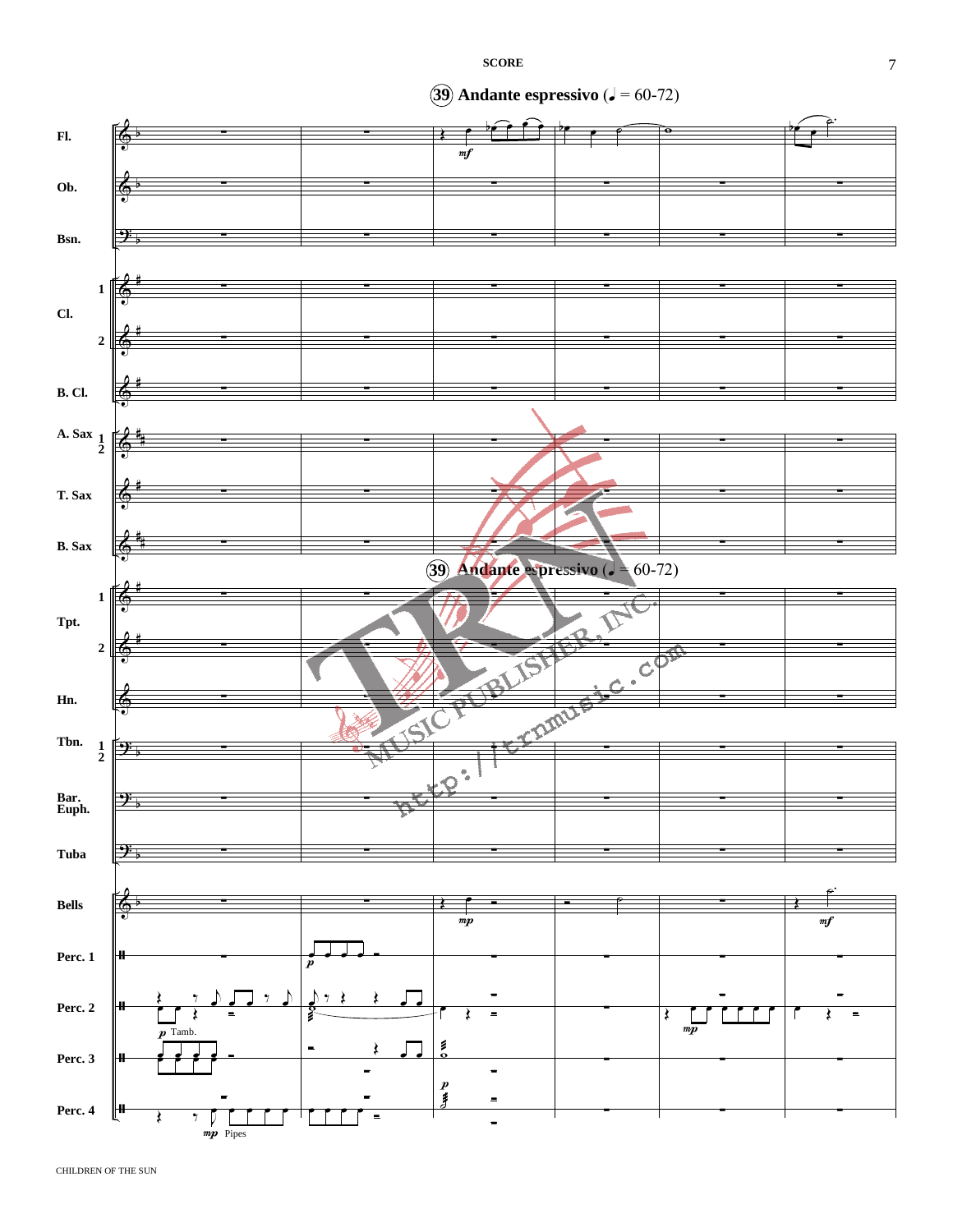**39 Andante espressivo** (♩ = 60-72)

| Instrument |
| --- |
| Fl. |
| Ob. |
| Bsn. |
| Cl. 1 |
| Cl. 2 |
| B. Cl. |
| A. Sax 1 2 |
| T. Sax |
| B. Sax |
| Tpt. 1 |
| Tpt. 2 |
| Hn. |
| Tbn. 1 2 |
| Bar. Euph. |
| Tuba |
| Bells |
| Perc. 1 |
| Perc. 2 |
| Perc. 3 |
| Perc. 4 |

*mf* *mp* *p* Tamb. *mp* Pipes

**39 Andante espressivo** (♩ = 60-72)

TRN MUSIC PUBLISHER, INC.
http://trnmusic.com

CHILDREN OF THE SUN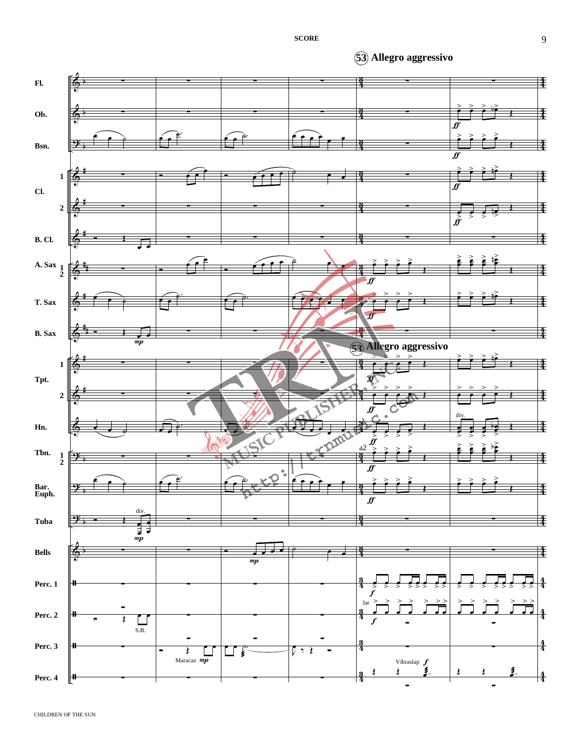**(53) Allegro aggressivo**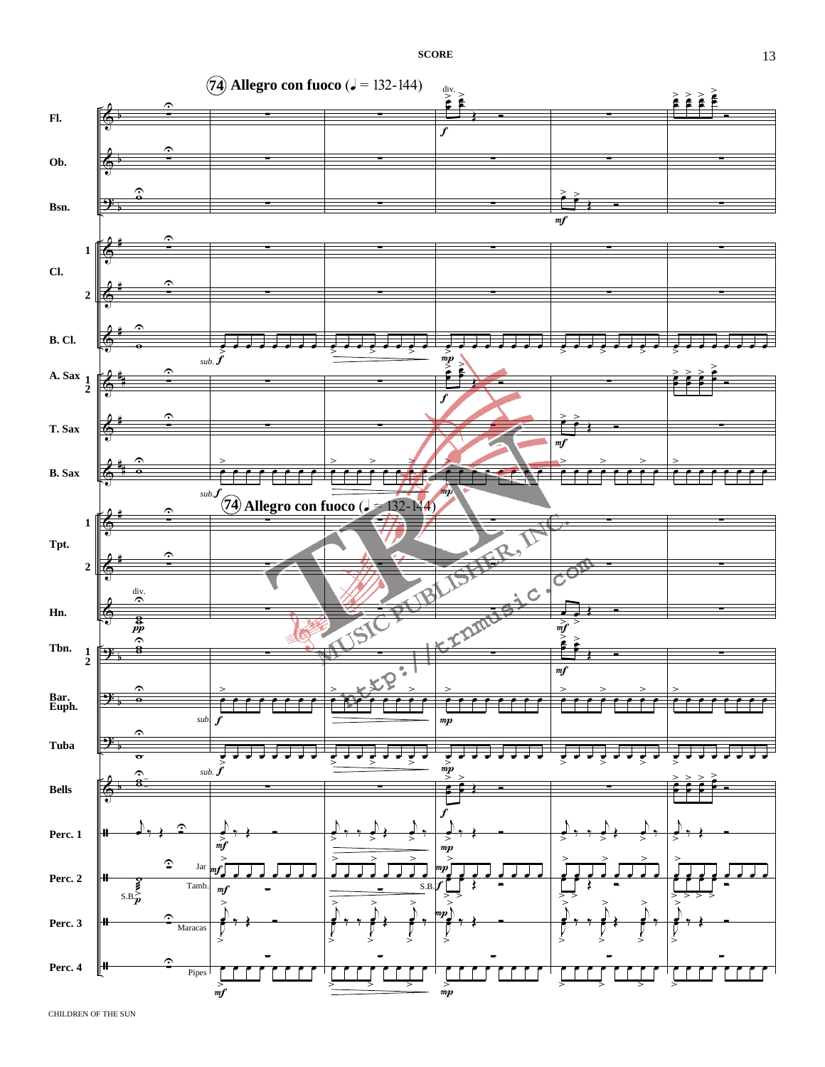**(74) Allegro con fuoco (♩ = 132-144)**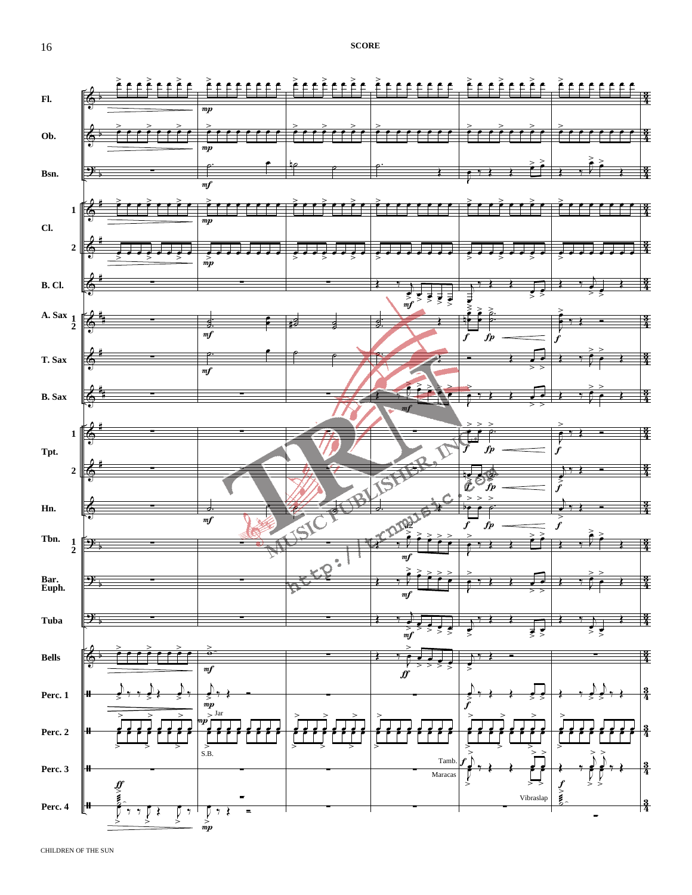SCORE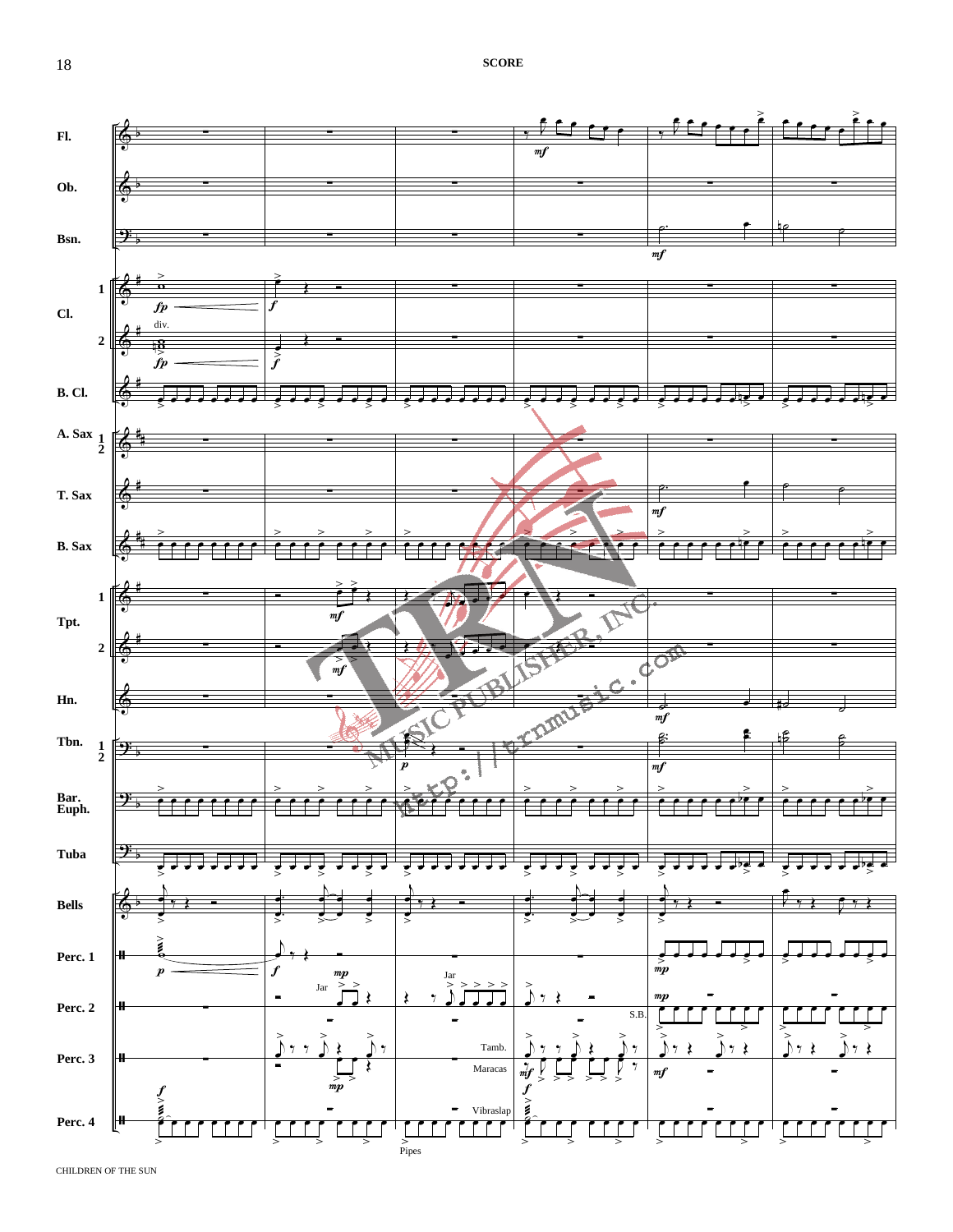SCORE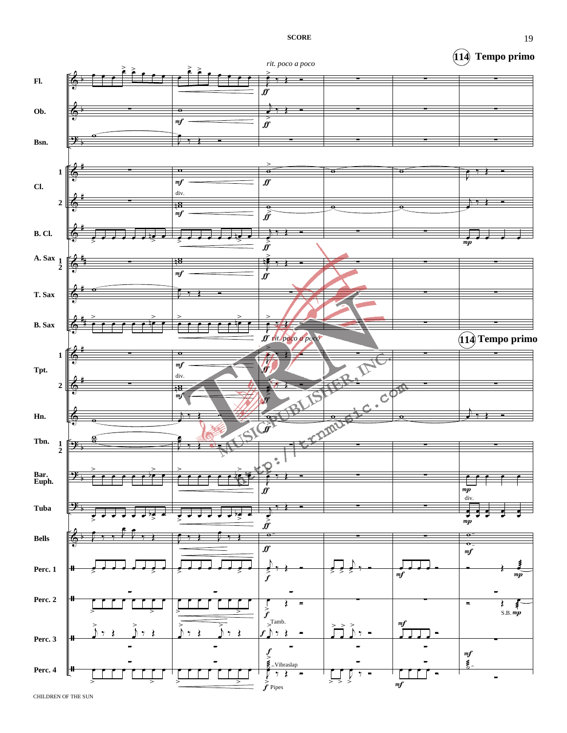*rit. poco a poco*

**114 Tempo primo**

Fl.

Ob.

Bsn.

Cl. 1, 2

B. Cl.

A. Sax 1, 2

T. Sax

B. Sax

Tpt. 1, 2

Hn.

Tbn. 1, 2

Bar. Euph.

Tuba

Bells

Perc. 1

Perc. 2

Perc. 3

Perc. 4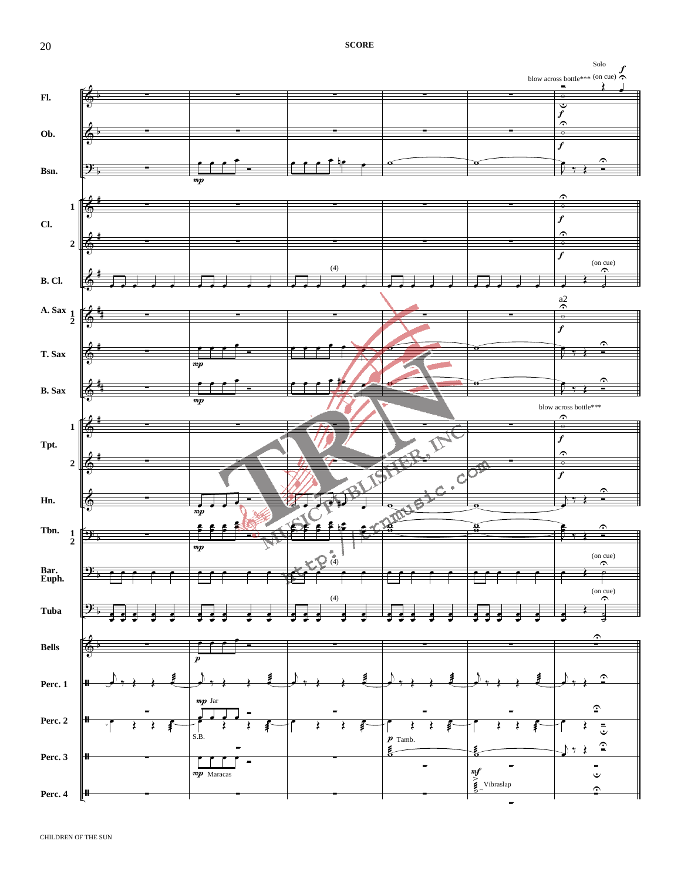Solo
blow across bottle*** (on cue) *f*

Fl.
*f*

Ob.
*f*

Bsn.
*mp*

Cl. 1
*f*

Cl. 2
*f*

B. Cl.
(4)
(on cue)

A. Sax 1 2
a2
*f*

T. Sax
*mp*

B. Sax
*mp*

blow across bottle***

Tpt. 1
*f*

Tpt. 2
*f*

Hn.
*mp*

Tbn. 1 2
*mp*

Bar. Euph.
(4)
(on cue)

Tuba
(4)
(on cue)

Bells
*p*

Perc. 1

Perc. 2
*mp* Jar
S.B.

Perc. 3
*p* Tamb.
*mp* Maracas

Perc. 4
*mf* Vibraslap